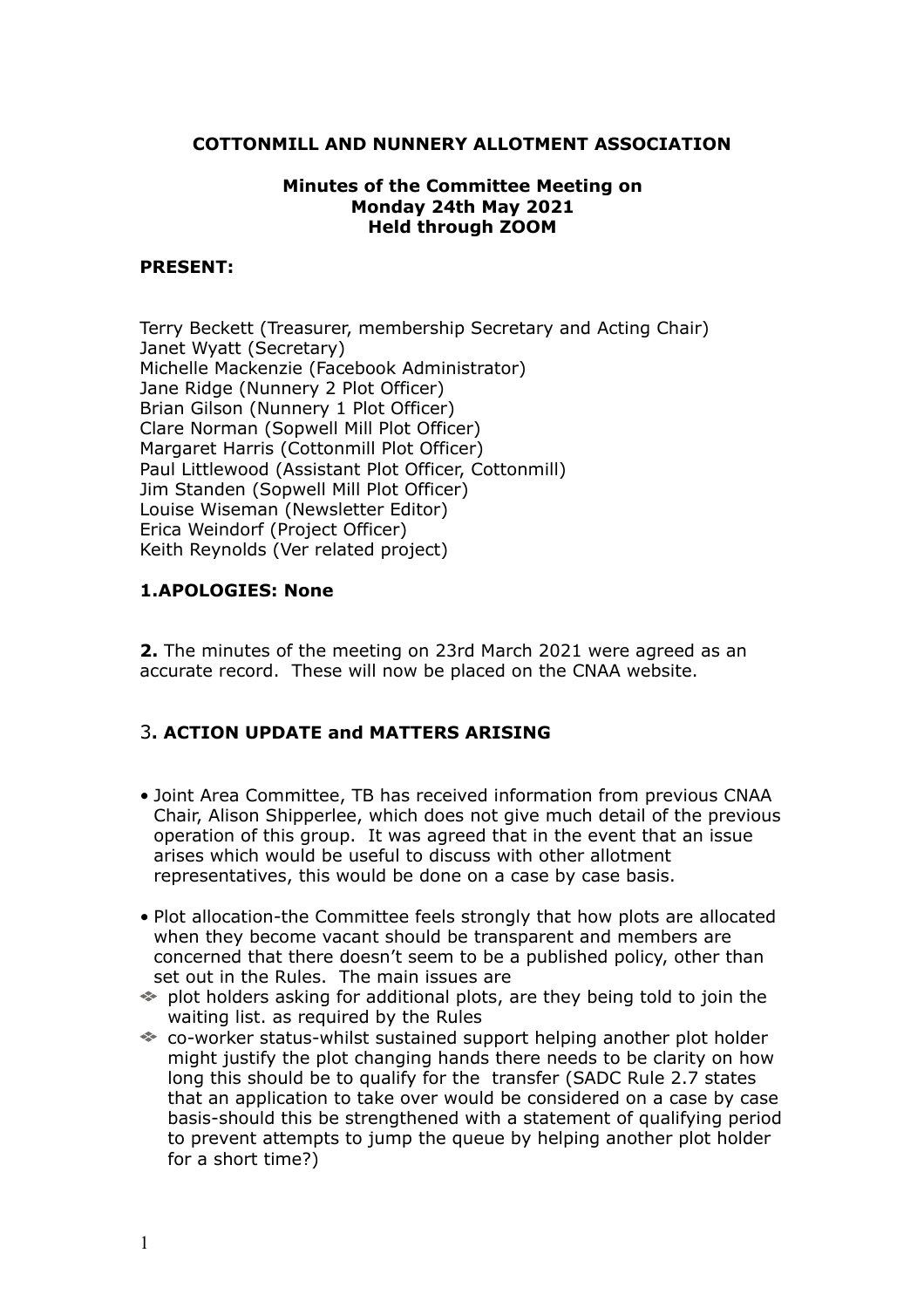**COTTONMILL AND NUNNERY ALLOTMENT ASSOCIATION**

**Minutes of the Committee Meeting on**
**Monday 24th May 2021**
**Held through ZOOM**

**PRESENT:**

Terry Beckett (Treasurer, membership Secretary and Acting Chair)
Janet Wyatt (Secretary)
Michelle Mackenzie (Facebook Administrator)
Jane Ridge (Nunnery 2 Plot Officer)
Brian Gilson (Nunnery 1 Plot Officer)
Clare Norman (Sopwell Mill Plot Officer)
Margaret Harris (Cottonmill Plot Officer)
Paul Littlewood (Assistant Plot Officer, Cottonmill)
Jim Standen (Sopwell Mill Plot Officer)
Louise Wiseman (Newsletter Editor)
Erica Weindorf (Project Officer)
Keith Reynolds (Ver related project)

**1.APOLOGIES: None**

**2.** The minutes of the meeting on 23rd March 2021 were agreed as an accurate record. These will now be placed on the CNAA website.

3**. ACTION UPDATE and MATTERS ARISING**

- Joint Area Committee, TB has received information from previous CNAA Chair, Alison Shipperlee, which does not give much detail of the previous operation of this group. It was agreed that in the event that an issue arises which would be useful to discuss with other allotment representatives, this would be done on a case by case basis.

- Plot allocation-the Committee feels strongly that how plots are allocated when they become vacant should be transparent and members are concerned that there doesn't seem to be a published policy, other than set out in the Rules. The main issues are
  - plot holders asking for additional plots, are they being told to join the waiting list. as required by the Rules
  - co-worker status-whilst sustained support helping another plot holder might justify the plot changing hands there needs to be clarity on how long this should be to qualify for the transfer (SADC Rule 2.7 states that an application to take over would be considered on a case by case basis-should this be strengthened with a statement of qualifying period to prevent attempts to jump the queue by helping another plot holder for a short time?)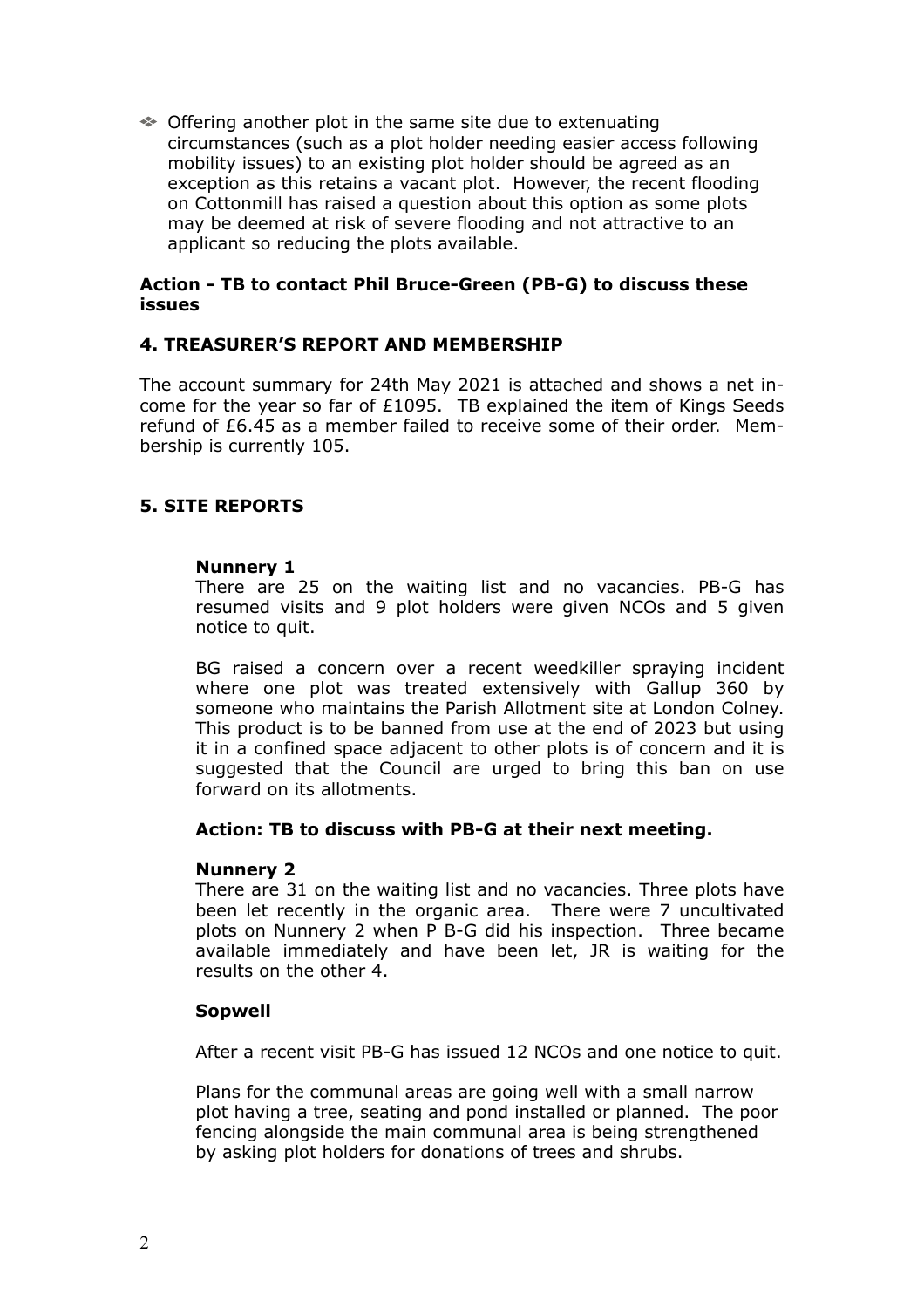- Offering another plot in the same site due to extenuating circumstances (such as a plot holder needing easier access following mobility issues) to an existing plot holder should be agreed as an exception as this retains a vacant plot. However, the recent flooding on Cottonmill has raised a question about this option as some plots may be deemed at risk of severe flooding and not attractive to an applicant so reducing the plots available.

**Action - TB to contact Phil Bruce-Green (PB-G) to discuss these issues**

## 4. TREASURER'S REPORT AND MEMBERSHIP

The account summary for 24th May 2021 is attached and shows a net income for the year so far of £1095. TB explained the item of Kings Seeds refund of £6.45 as a member failed to receive some of their order. Membership is currently 105.

## 5. SITE REPORTS

### Nunnery 1

There are 25 on the waiting list and no vacancies. PB-G has resumed visits and 9 plot holders were given NCOs and 5 given notice to quit.

BG raised a concern over a recent weedkiller spraying incident where one plot was treated extensively with Gallup 360 by someone who maintains the Parish Allotment site at London Colney. This product is to be banned from use at the end of 2023 but using it in a confined space adjacent to other plots is of concern and it is suggested that the Council are urged to bring this ban on use forward on its allotments.

**Action: TB to discuss with PB-G at their next meeting.**

### Nunnery 2

There are 31 on the waiting list and no vacancies. Three plots have been let recently in the organic area. There were 7 uncultivated plots on Nunnery 2 when P B-G did his inspection. Three became available immediately and have been let, JR is waiting for the results on the other 4.

### Sopwell

After a recent visit PB-G has issued 12 NCOs and one notice to quit.

Plans for the communal areas are going well with a small narrow plot having a tree, seating and pond installed or planned. The poor fencing alongside the main communal area is being strengthened by asking plot holders for donations of trees and shrubs.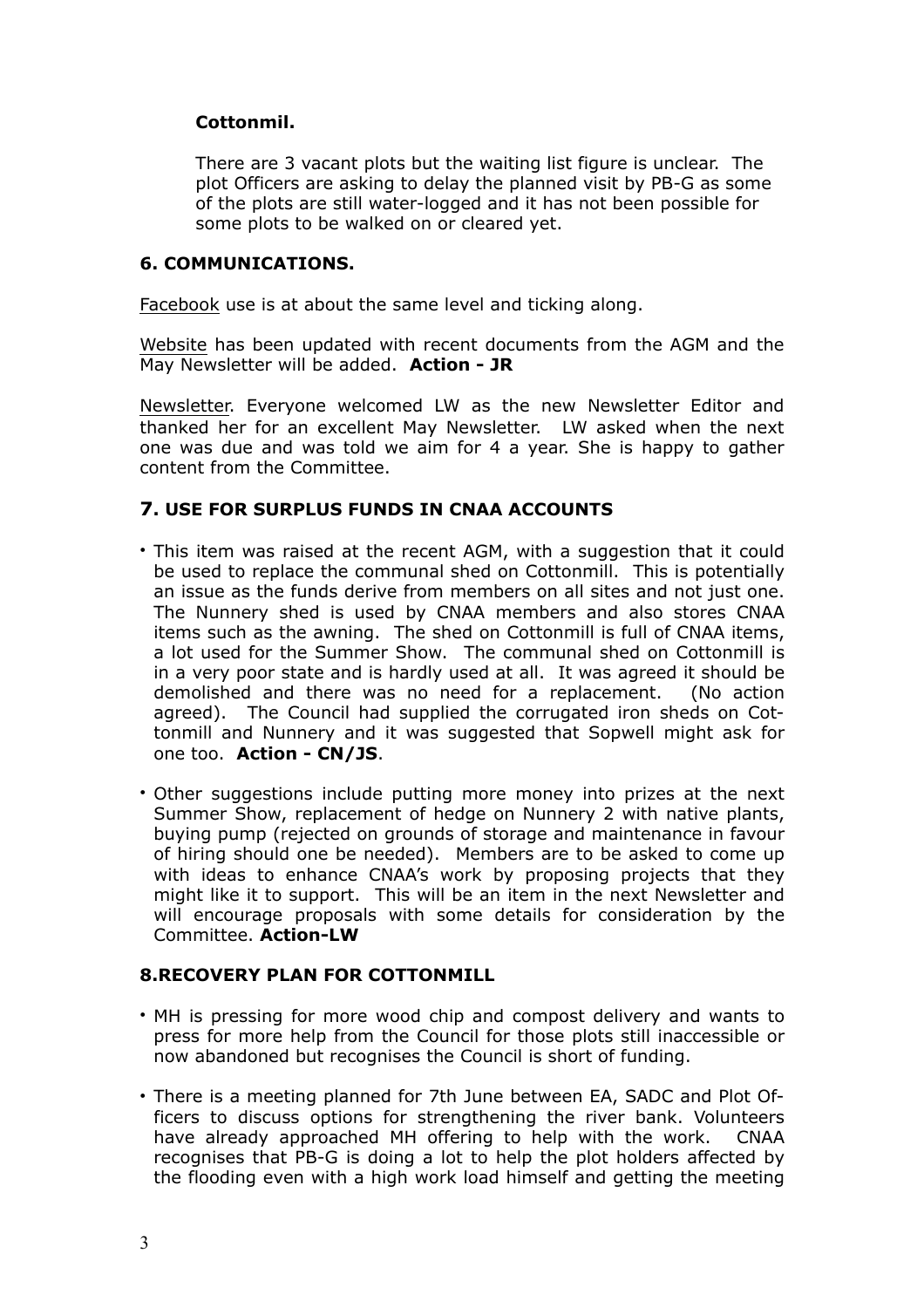**Cottonmil.**

There are 3 vacant plots but the waiting list figure is unclear. The plot Officers are asking to delay the planned visit by PB-G as some of the plots are still water-logged and it has not been possible for some plots to be walked on or cleared yet.

## 6. COMMUNICATIONS.

Facebook use is at about the same level and ticking along.

Website has been updated with recent documents from the AGM and the May Newsletter will be added. **Action - JR**

Newsletter. Everyone welcomed LW as the new Newsletter Editor and thanked her for an excellent May Newsletter. LW asked when the next one was due and was told we aim for 4 a year. She is happy to gather content from the Committee.

## 7. USE FOR SURPLUS FUNDS IN CNAA ACCOUNTS

- This item was raised at the recent AGM, with a suggestion that it could be used to replace the communal shed on Cottonmill. This is potentially an issue as the funds derive from members on all sites and not just one. The Nunnery shed is used by CNAA members and also stores CNAA items such as the awning. The shed on Cottonmill is full of CNAA items, a lot used for the Summer Show. The communal shed on Cottonmill is in a very poor state and is hardly used at all. It was agreed it should be demolished and there was no need for a replacement. (No action agreed). The Council had supplied the corrugated iron sheds on Cottonmill and Nunnery and it was suggested that Sopwell might ask for one too. **Action - CN/JS**.
- Other suggestions include putting more money into prizes at the next Summer Show, replacement of hedge on Nunnery 2 with native plants, buying pump (rejected on grounds of storage and maintenance in favour of hiring should one be needed). Members are to be asked to come up with ideas to enhance CNAA's work by proposing projects that they might like it to support. This will be an item in the next Newsletter and will encourage proposals with some details for consideration by the Committee. **Action-LW**

## 8.RECOVERY PLAN FOR COTTONMILL

- MH is pressing for more wood chip and compost delivery and wants to press for more help from the Council for those plots still inaccessible or now abandoned but recognises the Council is short of funding.
- There is a meeting planned for 7th June between EA, SADC and Plot Officers to discuss options for strengthening the river bank. Volunteers have already approached MH offering to help with the work. CNAA recognises that PB-G is doing a lot to help the plot holders affected by the flooding even with a high work load himself and getting the meeting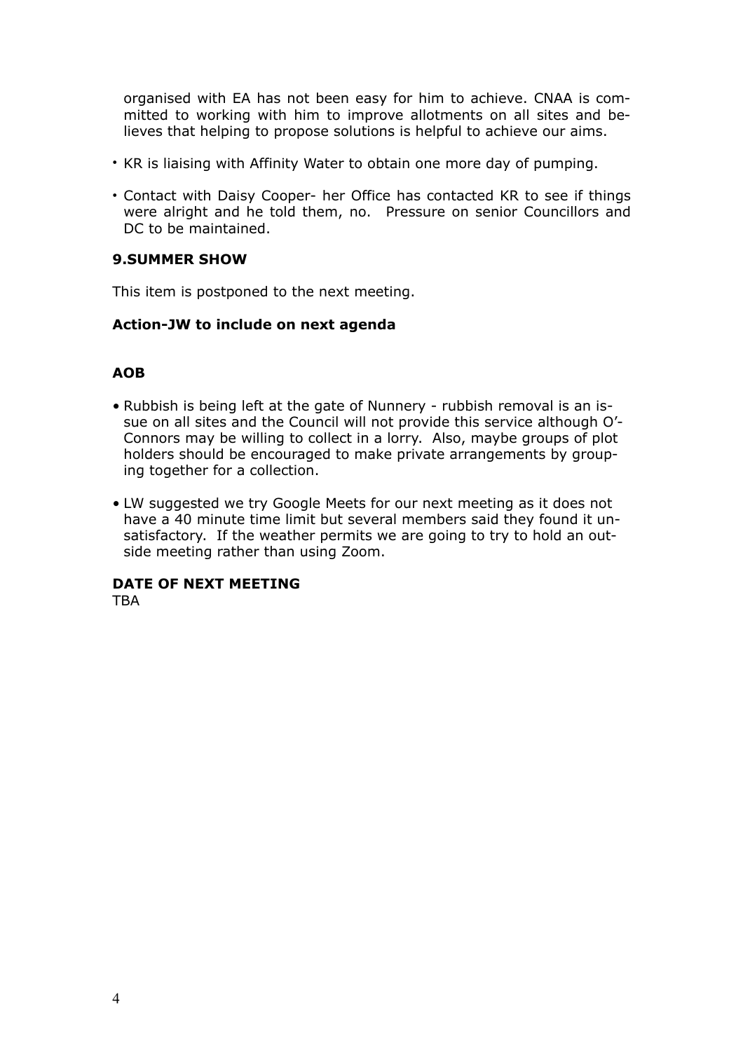organised with EA has not been easy for him to achieve. CNAA is committed to working with him to improve allotments on all sites and believes that helping to propose solutions is helpful to achieve our aims.

- KR is liaising with Affinity Water to obtain one more day of pumping.
- Contact with Daisy Cooper- her Office has contacted KR to see if things were alright and he told them, no. Pressure on senior Councillors and DC to be maintained.

### 9.SUMMER SHOW

This item is postponed to the next meeting.

**Action-JW to include on next agenda**

### AOB

- Rubbish is being left at the gate of Nunnery - rubbish removal is an issue on all sites and the Council will not provide this service although O'-Connors may be willing to collect in a lorry. Also, maybe groups of plot holders should be encouraged to make private arrangements by grouping together for a collection.
- LW suggested we try Google Meets for our next meeting as it does not have a 40 minute time limit but several members said they found it unsatisfactory. If the weather permits we are going to try to hold an outside meeting rather than using Zoom.

### DATE OF NEXT MEETING

TBA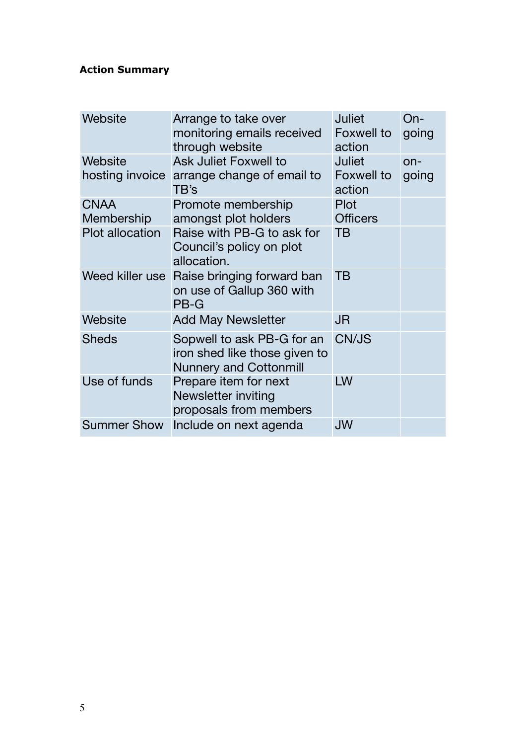**Action Summary**

| | | | |
|---|---|---|---|
| Website | Arrange to take over monitoring emails received through website | Juliet Foxwell to action | On-going |
| Website hosting invoice | Ask Juliet Foxwell to arrange change of email to TB's | Juliet Foxwell to action | on-going |
| CNAA Membership | Promote membership amongst plot holders | Plot Officers | |
| Plot allocation | Raise with PB-G to ask for Council's policy on plot allocation. | TB | |
| Weed killer use | Raise bringing forward ban on use of Gallup 360 with PB-G | TB | |
| Website | Add May Newsletter | JR | |
| Sheds | Sopwell to ask PB-G for an iron shed like those given to Nunnery and Cottonmill | CN/JS | |
| Use of funds | Prepare item for next Newsletter inviting proposals from members | LW | |
| Summer Show | Include on next agenda | JW | |